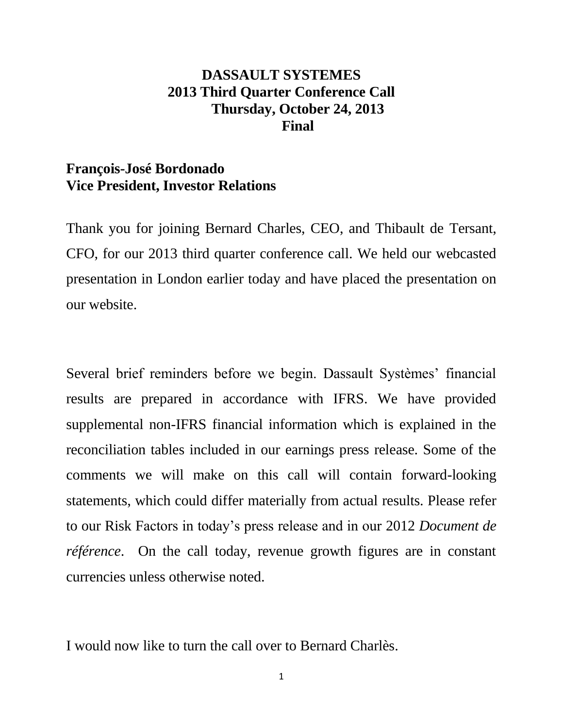# DASSAULT SYSTEMES
## 2013 Third Quarter Conference Call
## Thursday, October 24, 2013
## Final

**François-José Bordonado**
**Vice President, Investor Relations**

Thank you for joining Bernard Charles, CEO, and Thibault de Tersant, CFO, for our 2013 third quarter conference call. We held our webcasted presentation in London earlier today and have placed the presentation on our website.

Several brief reminders before we begin. Dassault Systèmes' financial results are prepared in accordance with IFRS. We have provided supplemental non-IFRS financial information which is explained in the reconciliation tables included in our earnings press release. Some of the comments we will make on this call will contain forward-looking statements, which could differ materially from actual results. Please refer to our Risk Factors in today's press release and in our 2012 *Document de référence*. On the call today, revenue growth figures are in constant currencies unless otherwise noted.

I would now like to turn the call over to Bernard Charlès.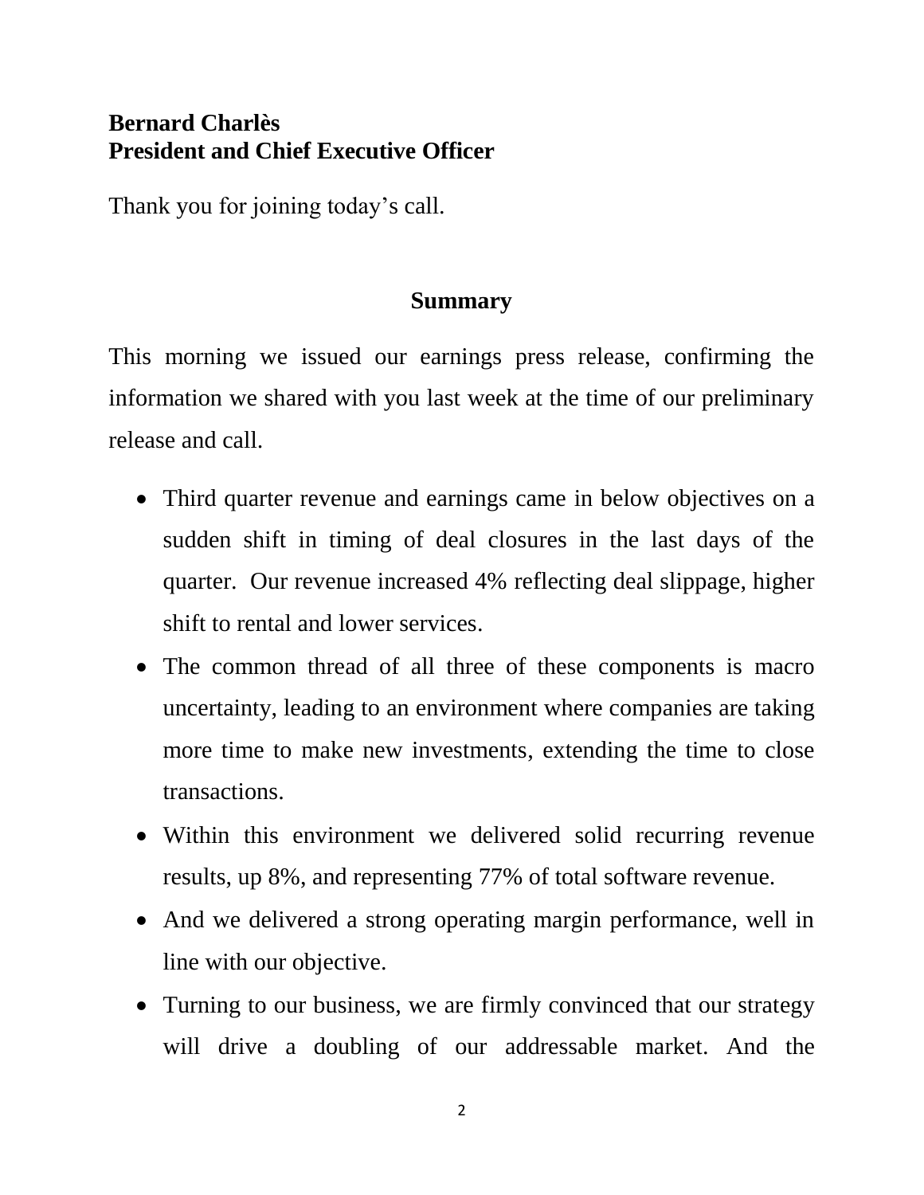**Bernard Charlès**
**President and Chief Executive Officer**

Thank you for joining today's call.

## Summary

This morning we issued our earnings press release, confirming the information we shared with you last week at the time of our preliminary release and call.

- Third quarter revenue and earnings came in below objectives on a sudden shift in timing of deal closures in the last days of the quarter. Our revenue increased 4% reflecting deal slippage, higher shift to rental and lower services.
- The common thread of all three of these components is macro uncertainty, leading to an environment where companies are taking more time to make new investments, extending the time to close transactions.
- Within this environment we delivered solid recurring revenue results, up 8%, and representing 77% of total software revenue.
- And we delivered a strong operating margin performance, well in line with our objective.
- Turning to our business, we are firmly convinced that our strategy will drive a doubling of our addressable market. And the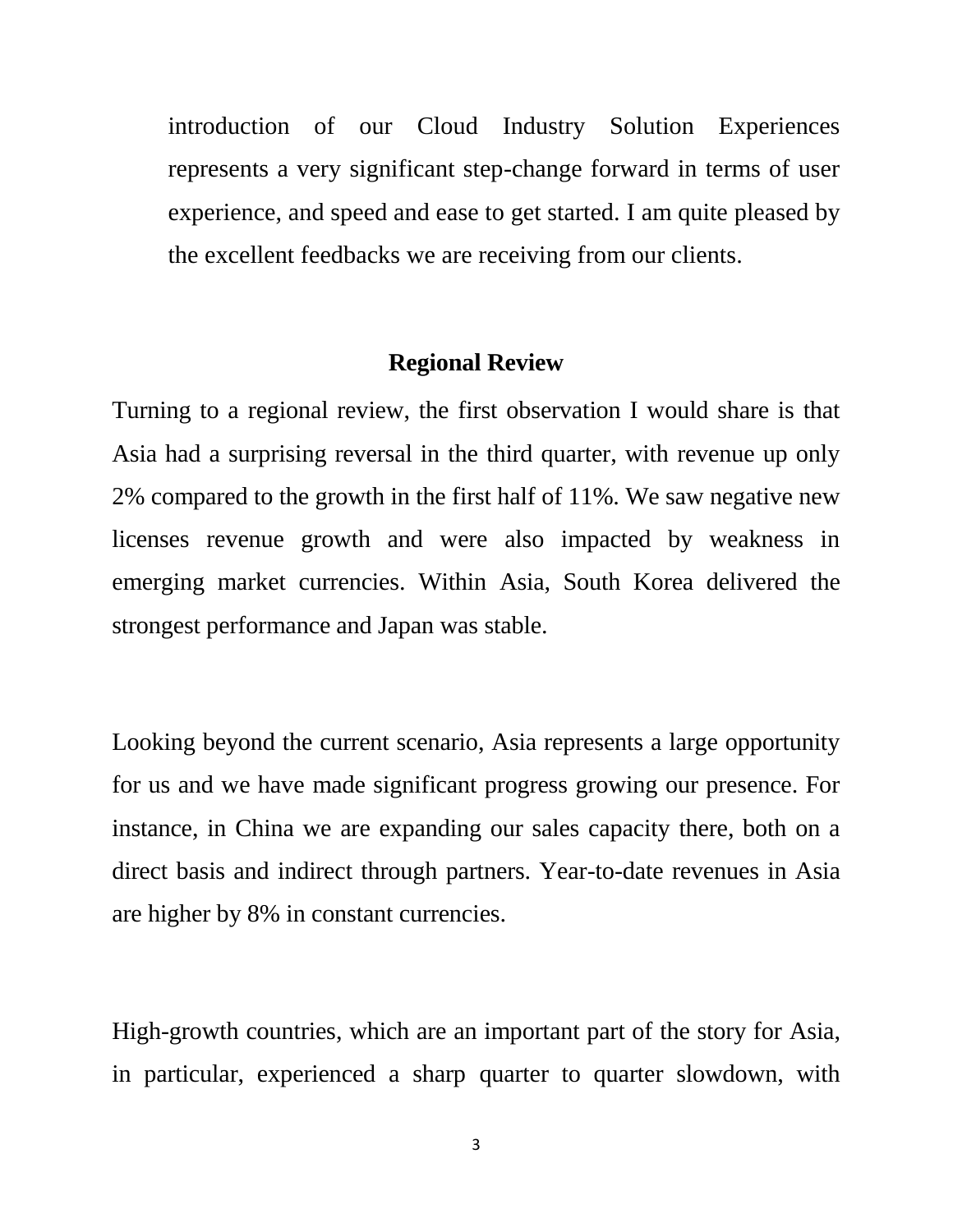introduction of our Cloud Industry Solution Experiences represents a very significant step-change forward in terms of user experience, and speed and ease to get started. I am quite pleased by the excellent feedbacks we are receiving from our clients.

## Regional Review

Turning to a regional review, the first observation I would share is that Asia had a surprising reversal in the third quarter, with revenue up only 2% compared to the growth in the first half of 11%. We saw negative new licenses revenue growth and were also impacted by weakness in emerging market currencies. Within Asia, South Korea delivered the strongest performance and Japan was stable.

Looking beyond the current scenario, Asia represents a large opportunity for us and we have made significant progress growing our presence. For instance, in China we are expanding our sales capacity there, both on a direct basis and indirect through partners. Year-to-date revenues in Asia are higher by 8% in constant currencies.

High-growth countries, which are an important part of the story for Asia, in particular, experienced a sharp quarter to quarter slowdown, with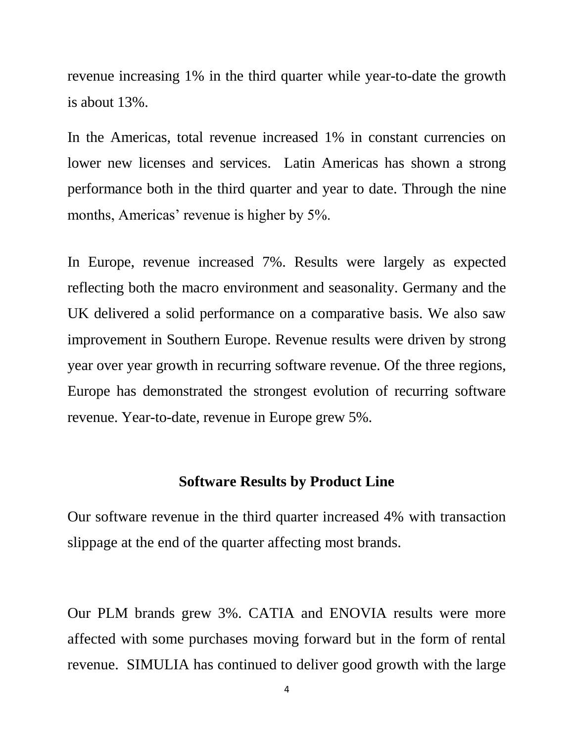revenue increasing 1% in the third quarter while year-to-date the growth is about 13%.

In the Americas, total revenue increased 1% in constant currencies on lower new licenses and services. Latin Americas has shown a strong performance both in the third quarter and year to date. Through the nine months, Americas' revenue is higher by 5%.

In Europe, revenue increased 7%. Results were largely as expected reflecting both the macro environment and seasonality. Germany and the UK delivered a solid performance on a comparative basis. We also saw improvement in Southern Europe. Revenue results were driven by strong year over year growth in recurring software revenue. Of the three regions, Europe has demonstrated the strongest evolution of recurring software revenue. Year-to-date, revenue in Europe grew 5%.

## Software Results by Product Line

Our software revenue in the third quarter increased 4% with transaction slippage at the end of the quarter affecting most brands.

Our PLM brands grew 3%. CATIA and ENOVIA results were more affected with some purchases moving forward but in the form of rental revenue. SIMULIA has continued to deliver good growth with the large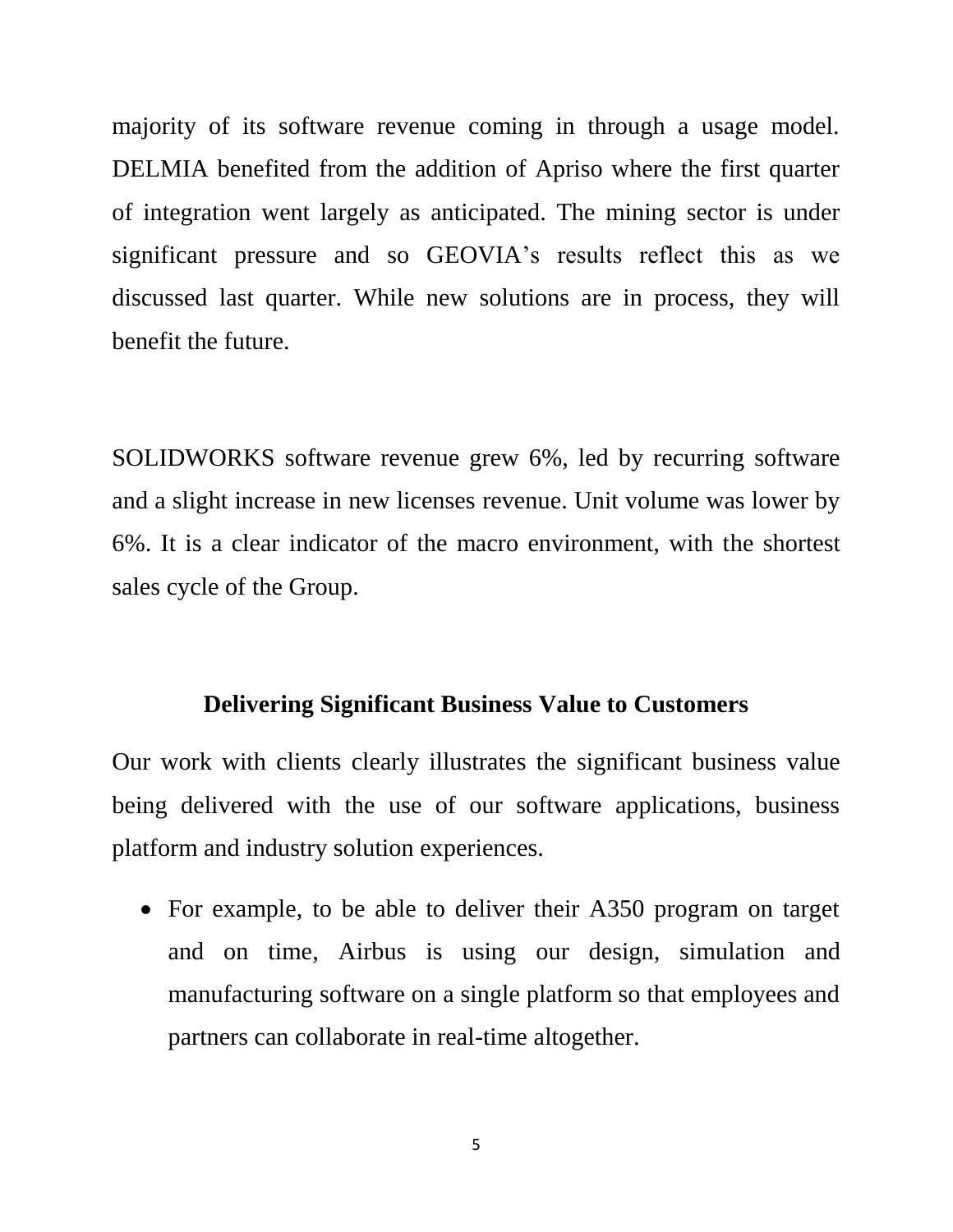majority of its software revenue coming in through a usage model. DELMIA benefited from the addition of Apriso where the first quarter of integration went largely as anticipated. The mining sector is under significant pressure and so GEOVIA's results reflect this as we discussed last quarter. While new solutions are in process, they will benefit the future.

SOLIDWORKS software revenue grew 6%, led by recurring software and a slight increase in new licenses revenue. Unit volume was lower by 6%. It is a clear indicator of the macro environment, with the shortest sales cycle of the Group.

## Delivering Significant Business Value to Customers

Our work with clients clearly illustrates the significant business value being delivered with the use of our software applications, business platform and industry solution experiences.

- For example, to be able to deliver their A350 program on target and on time, Airbus is using our design, simulation and manufacturing software on a single platform so that employees and partners can collaborate in real-time altogether.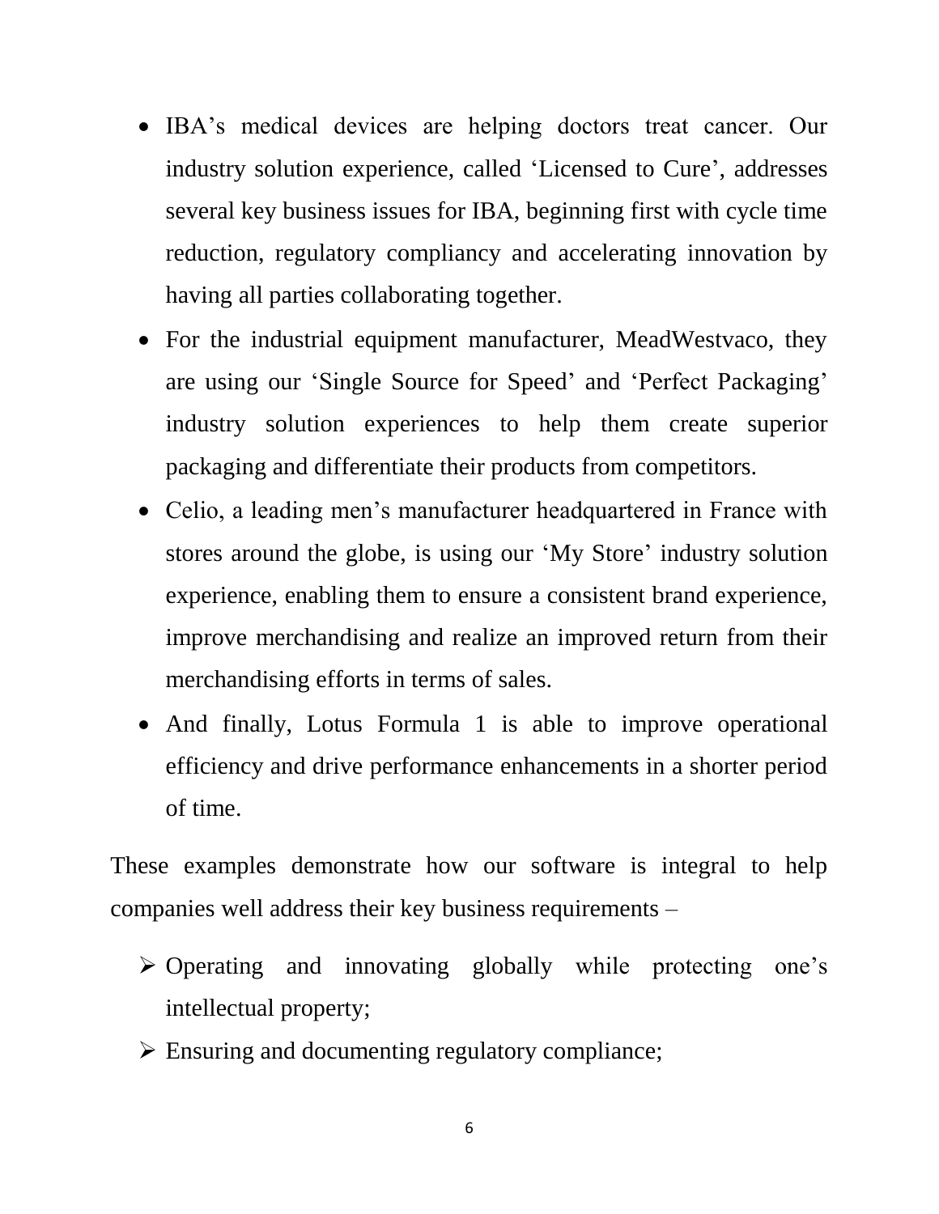- IBA's medical devices are helping doctors treat cancer. Our industry solution experience, called 'Licensed to Cure', addresses several key business issues for IBA, beginning first with cycle time reduction, regulatory compliancy and accelerating innovation by having all parties collaborating together.
- For the industrial equipment manufacturer, MeadWestvaco, they are using our 'Single Source for Speed' and 'Perfect Packaging' industry solution experiences to help them create superior packaging and differentiate their products from competitors.
- Celio, a leading men's manufacturer headquartered in France with stores around the globe, is using our 'My Store' industry solution experience, enabling them to ensure a consistent brand experience, improve merchandising and realize an improved return from their merchandising efforts in terms of sales.
- And finally, Lotus Formula 1 is able to improve operational efficiency and drive performance enhancements in a shorter period of time.

These examples demonstrate how our software is integral to help companies well address their key business requirements –

- Operating and innovating globally while protecting one's intellectual property;
- Ensuring and documenting regulatory compliance;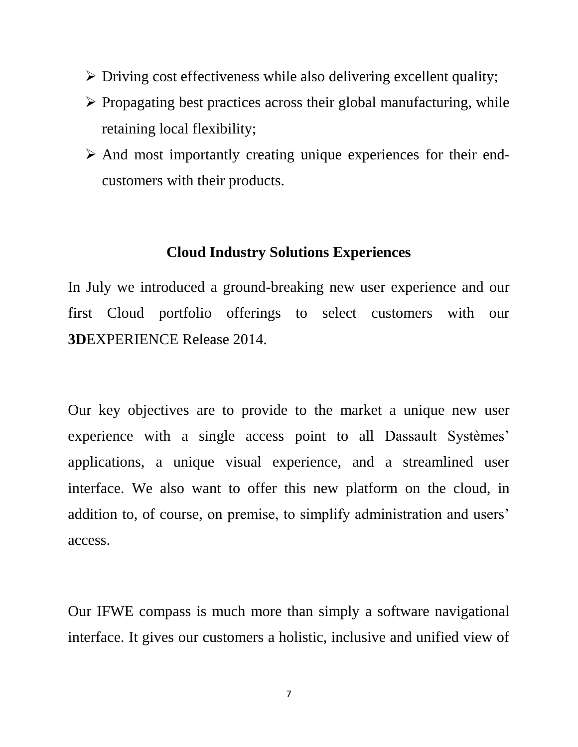- Driving cost effectiveness while also delivering excellent quality;
- Propagating best practices across their global manufacturing, while retaining local flexibility;
- And most importantly creating unique experiences for their end-customers with their products.

## Cloud Industry Solutions Experiences

In July we introduced a ground-breaking new user experience and our first Cloud portfolio offerings to select customers with our **3D**EXPERIENCE Release 2014.

Our key objectives are to provide to the market a unique new user experience with a single access point to all Dassault Systèmes' applications, a unique visual experience, and a streamlined user interface. We also want to offer this new platform on the cloud, in addition to, of course, on premise, to simplify administration and users' access.

Our IFWE compass is much more than simply a software navigational interface. It gives our customers a holistic, inclusive and unified view of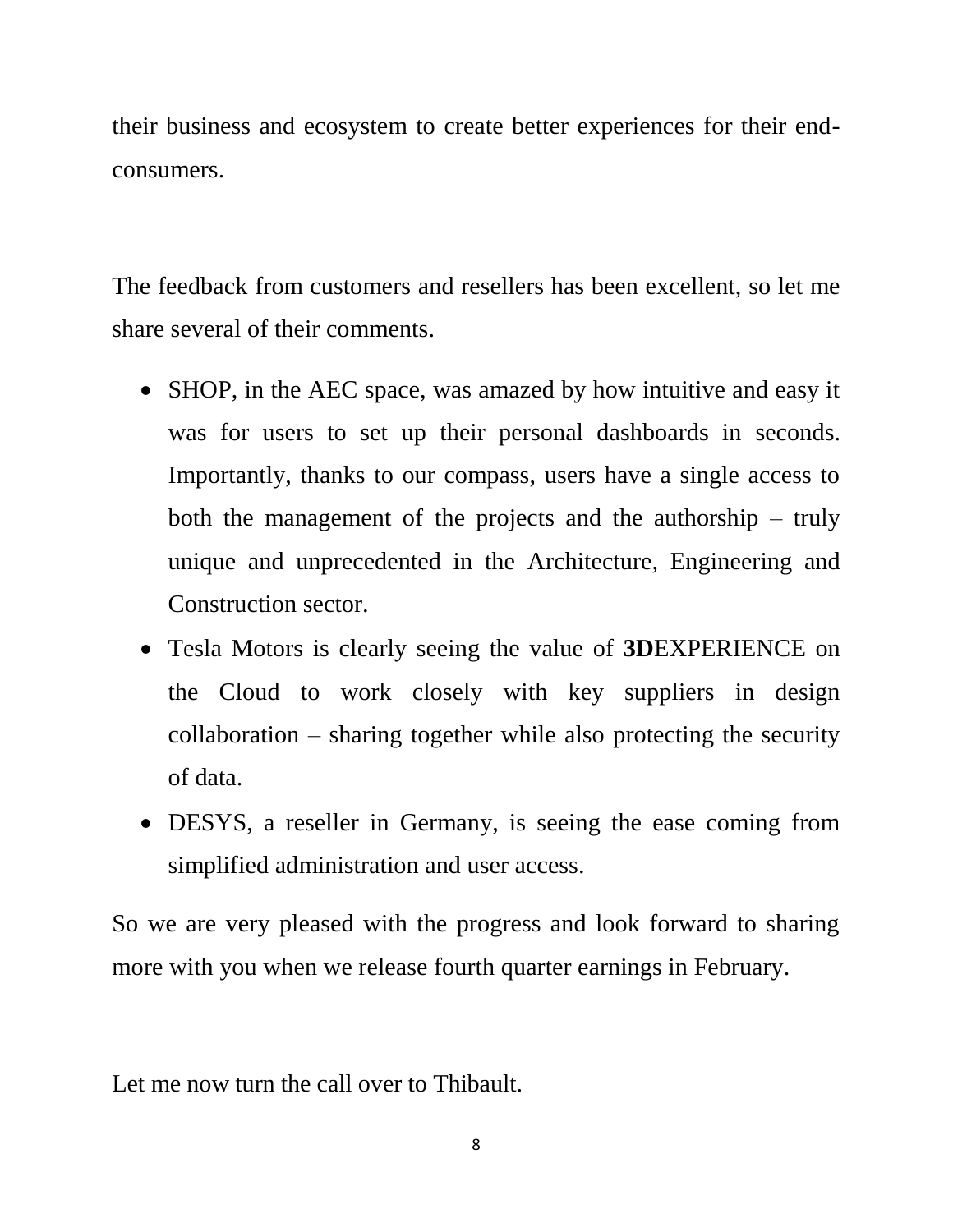their business and ecosystem to create better experiences for their end-consumers.

The feedback from customers and resellers has been excellent, so let me share several of their comments.

- SHOP, in the AEC space, was amazed by how intuitive and easy it was for users to set up their personal dashboards in seconds. Importantly, thanks to our compass, users have a single access to both the management of the projects and the authorship – truly unique and unprecedented in the Architecture, Engineering and Construction sector.
- Tesla Motors is clearly seeing the value of **3D**EXPERIENCE on the Cloud to work closely with key suppliers in design collaboration – sharing together while also protecting the security of data.
- DESYS, a reseller in Germany, is seeing the ease coming from simplified administration and user access.

So we are very pleased with the progress and look forward to sharing more with you when we release fourth quarter earnings in February.

Let me now turn the call over to Thibault.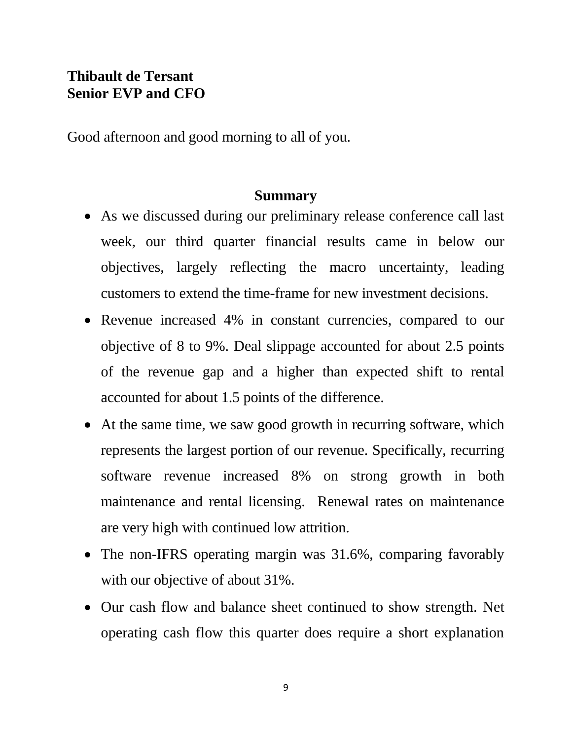**Thibault de Tersant**
**Senior EVP and CFO**

Good afternoon and good morning to all of you.

## Summary

- As we discussed during our preliminary release conference call last week, our third quarter financial results came in below our objectives, largely reflecting the macro uncertainty, leading customers to extend the time-frame for new investment decisions.
- Revenue increased 4% in constant currencies, compared to our objective of 8 to 9%. Deal slippage accounted for about 2.5 points of the revenue gap and a higher than expected shift to rental accounted for about 1.5 points of the difference.
- At the same time, we saw good growth in recurring software, which represents the largest portion of our revenue. Specifically, recurring software revenue increased 8% on strong growth in both maintenance and rental licensing. Renewal rates on maintenance are very high with continued low attrition.
- The non-IFRS operating margin was 31.6%, comparing favorably with our objective of about 31%.
- Our cash flow and balance sheet continued to show strength. Net operating cash flow this quarter does require a short explanation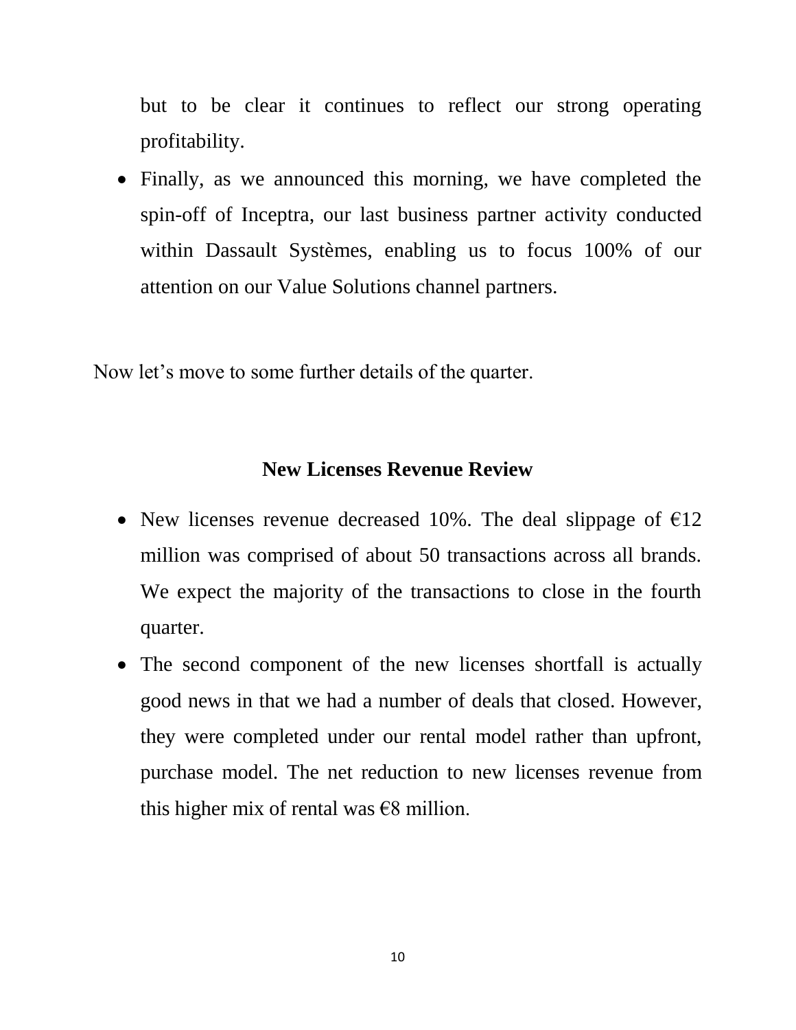but to be clear it continues to reflect our strong operating profitability.

- Finally, as we announced this morning, we have completed the spin-off of Inceptra, our last business partner activity conducted within Dassault Systèmes, enabling us to focus 100% of our attention on our Value Solutions channel partners.

Now let's move to some further details of the quarter.

## New Licenses Revenue Review

- New licenses revenue decreased 10%. The deal slippage of €12 million was comprised of about 50 transactions across all brands. We expect the majority of the transactions to close in the fourth quarter.
- The second component of the new licenses shortfall is actually good news in that we had a number of deals that closed. However, they were completed under our rental model rather than upfront, purchase model. The net reduction to new licenses revenue from this higher mix of rental was €8 million.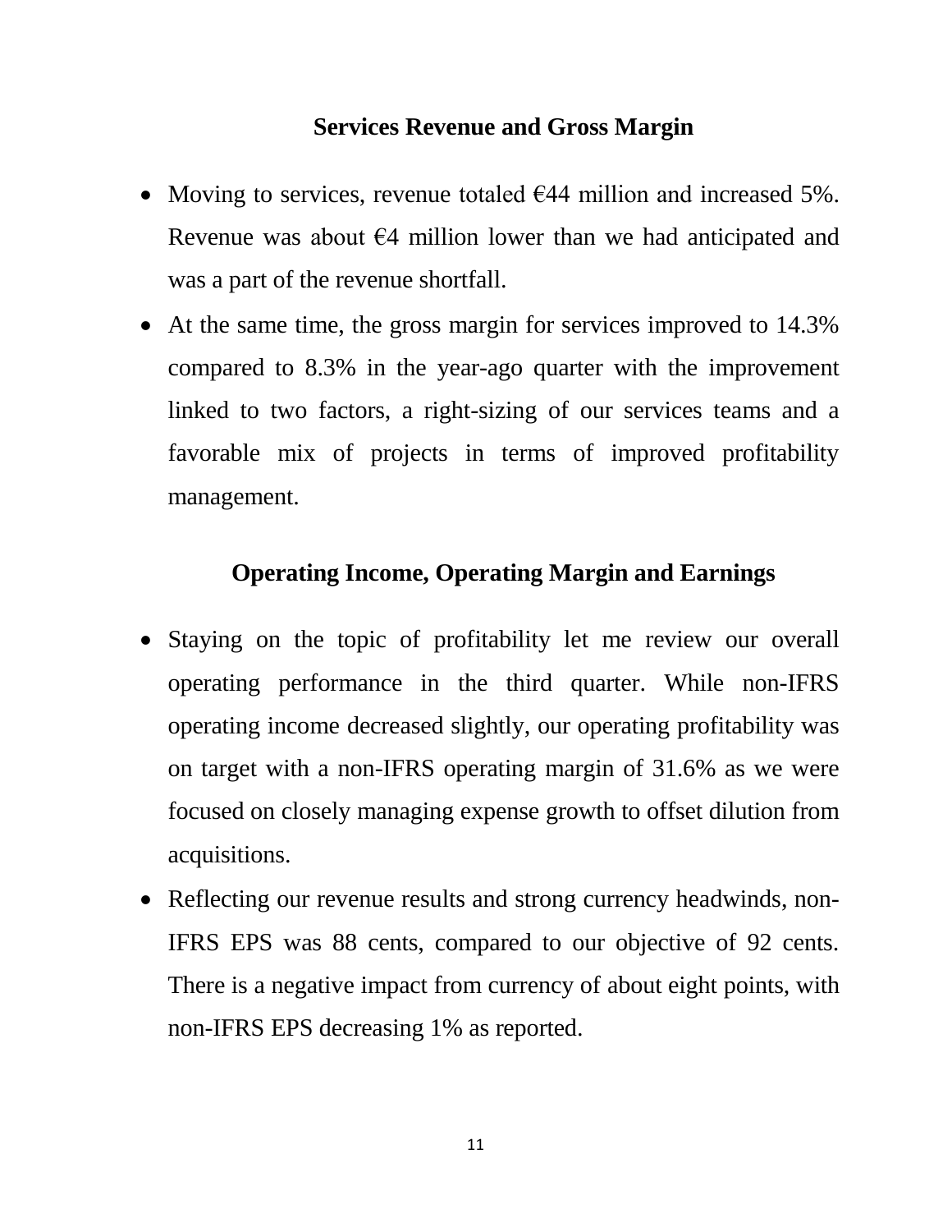## Services Revenue and Gross Margin

- Moving to services, revenue totaled €44 million and increased 5%. Revenue was about €4 million lower than we had anticipated and was a part of the revenue shortfall.
- At the same time, the gross margin for services improved to 14.3% compared to 8.3% in the year-ago quarter with the improvement linked to two factors, a right-sizing of our services teams and a favorable mix of projects in terms of improved profitability management.

## Operating Income, Operating Margin and Earnings

- Staying on the topic of profitability let me review our overall operating performance in the third quarter. While non-IFRS operating income decreased slightly, our operating profitability was on target with a non-IFRS operating margin of 31.6% as we were focused on closely managing expense growth to offset dilution from acquisitions.
- Reflecting our revenue results and strong currency headwinds, non-IFRS EPS was 88 cents, compared to our objective of 92 cents. There is a negative impact from currency of about eight points, with non-IFRS EPS decreasing 1% as reported.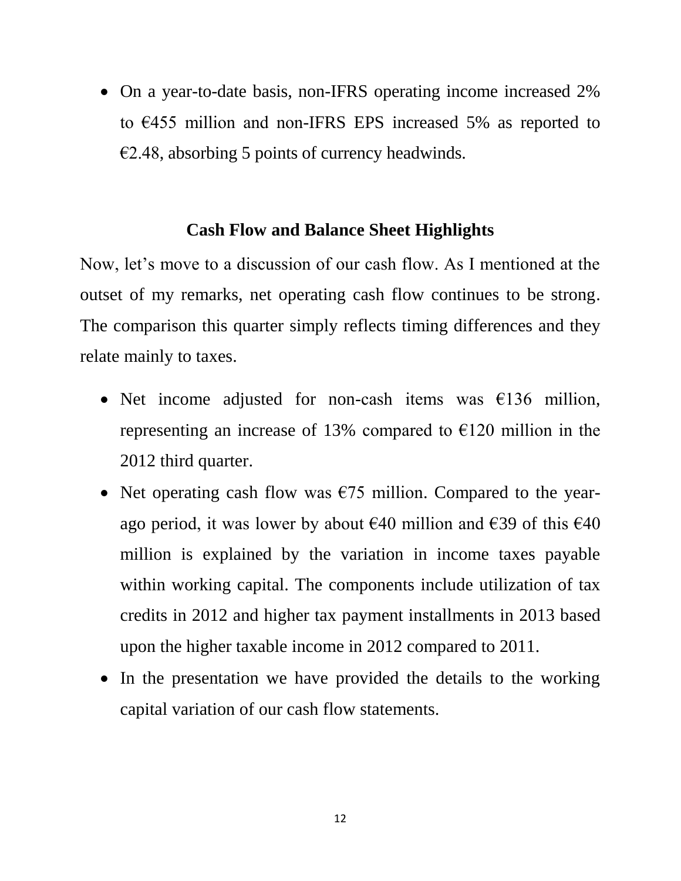- On a year-to-date basis, non-IFRS operating income increased 2% to €455 million and non-IFRS EPS increased 5% as reported to €2.48, absorbing 5 points of currency headwinds.

## Cash Flow and Balance Sheet Highlights

Now, let's move to a discussion of our cash flow. As I mentioned at the outset of my remarks, net operating cash flow continues to be strong. The comparison this quarter simply reflects timing differences and they relate mainly to taxes.

- Net income adjusted for non-cash items was €136 million, representing an increase of 13% compared to €120 million in the 2012 third quarter.
- Net operating cash flow was €75 million. Compared to the year-ago period, it was lower by about €40 million and €39 of this €40 million is explained by the variation in income taxes payable within working capital. The components include utilization of tax credits in 2012 and higher tax payment installments in 2013 based upon the higher taxable income in 2012 compared to 2011.
- In the presentation we have provided the details to the working capital variation of our cash flow statements.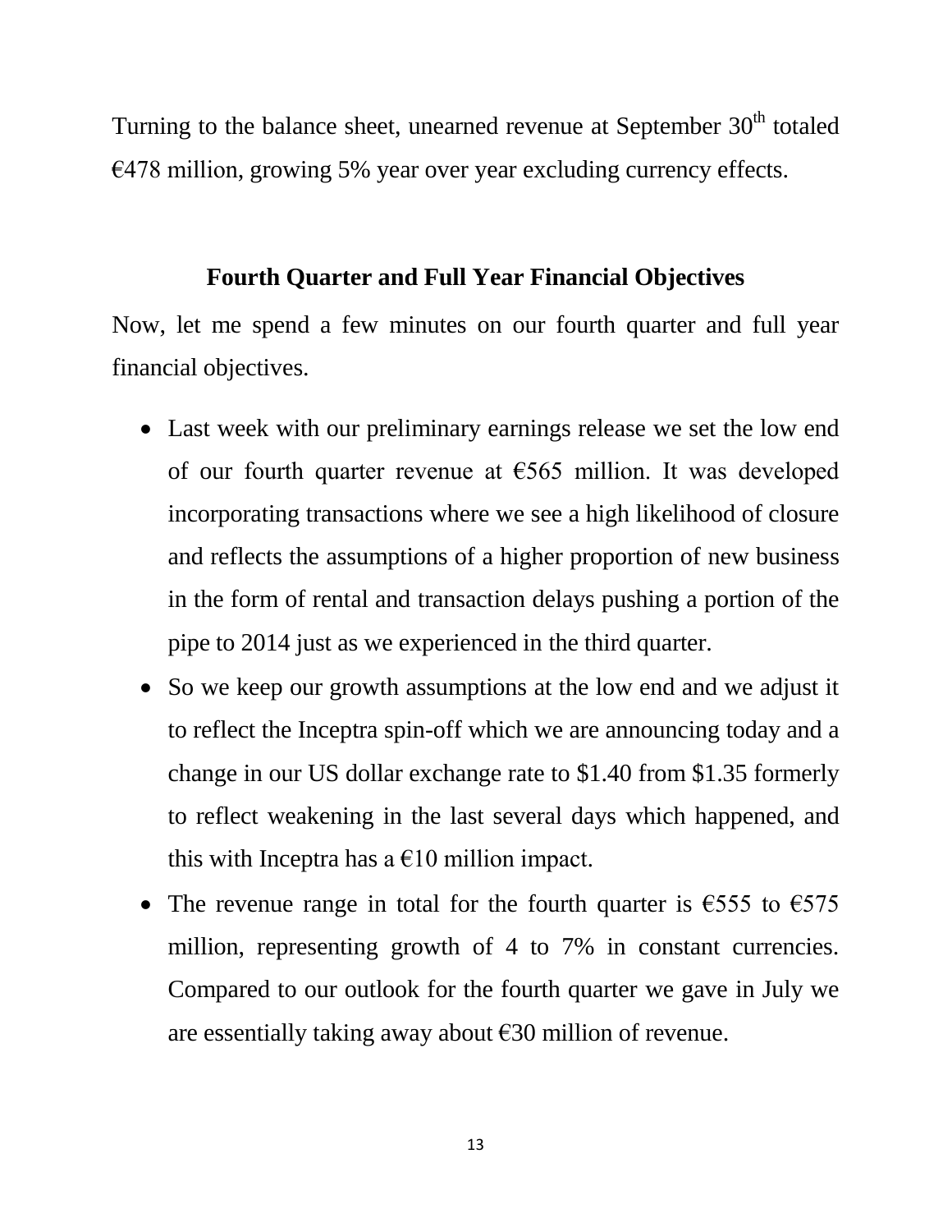Turning to the balance sheet, unearned revenue at September 30th totaled €478 million, growing 5% year over year excluding currency effects.

## Fourth Quarter and Full Year Financial Objectives

Now, let me spend a few minutes on our fourth quarter and full year financial objectives.

- Last week with our preliminary earnings release we set the low end of our fourth quarter revenue at €565 million. It was developed incorporating transactions where we see a high likelihood of closure and reflects the assumptions of a higher proportion of new business in the form of rental and transaction delays pushing a portion of the pipe to 2014 just as we experienced in the third quarter.
- So we keep our growth assumptions at the low end and we adjust it to reflect the Inceptra spin-off which we are announcing today and a change in our US dollar exchange rate to $1.40 from $1.35 formerly to reflect weakening in the last several days which happened, and this with Inceptra has a €10 million impact.
- The revenue range in total for the fourth quarter is €555 to €575 million, representing growth of 4 to 7% in constant currencies. Compared to our outlook for the fourth quarter we gave in July we are essentially taking away about €30 million of revenue.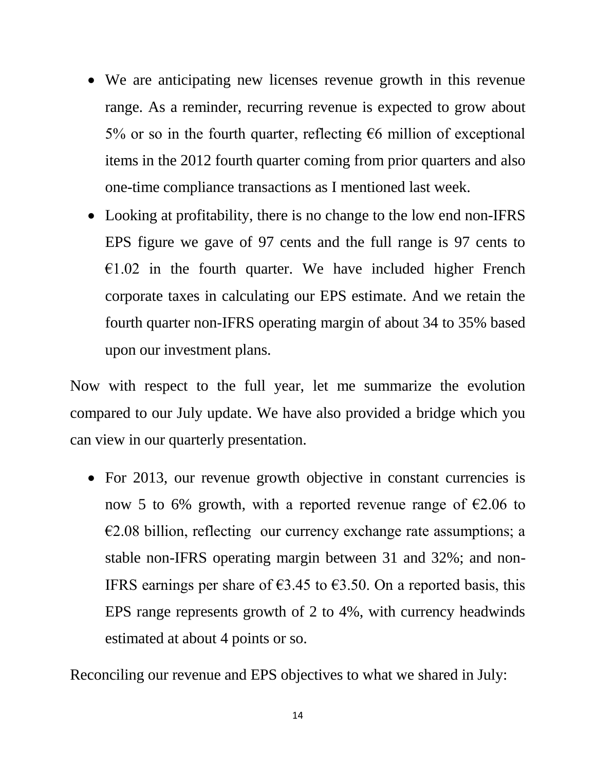- We are anticipating new licenses revenue growth in this revenue range. As a reminder, recurring revenue is expected to grow about 5% or so in the fourth quarter, reflecting €6 million of exceptional items in the 2012 fourth quarter coming from prior quarters and also one-time compliance transactions as I mentioned last week.
- Looking at profitability, there is no change to the low end non-IFRS EPS figure we gave of 97 cents and the full range is 97 cents to €1.02 in the fourth quarter. We have included higher French corporate taxes in calculating our EPS estimate. And we retain the fourth quarter non-IFRS operating margin of about 34 to 35% based upon our investment plans.

Now with respect to the full year, let me summarize the evolution compared to our July update. We have also provided a bridge which you can view in our quarterly presentation.

- For 2013, our revenue growth objective in constant currencies is now 5 to 6% growth, with a reported revenue range of €2.06 to €2.08 billion, reflecting our currency exchange rate assumptions; a stable non-IFRS operating margin between 31 and 32%; and non-IFRS earnings per share of €3.45 to €3.50. On a reported basis, this EPS range represents growth of 2 to 4%, with currency headwinds estimated at about 4 points or so.

Reconciling our revenue and EPS objectives to what we shared in July: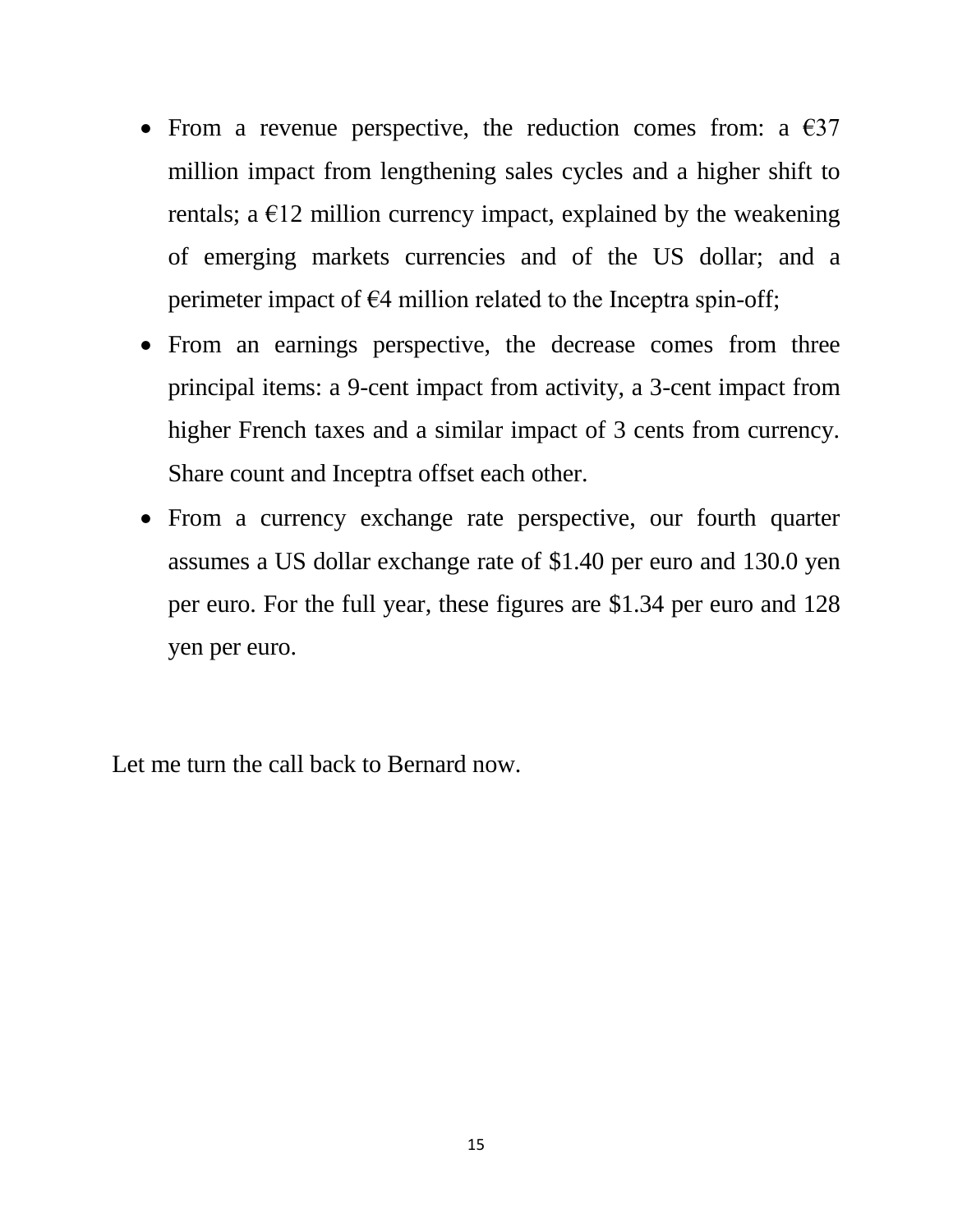- From a revenue perspective, the reduction comes from: a €37 million impact from lengthening sales cycles and a higher shift to rentals; a €12 million currency impact, explained by the weakening of emerging markets currencies and of the US dollar; and a perimeter impact of €4 million related to the Inceptra spin-off;
- From an earnings perspective, the decrease comes from three principal items: a 9-cent impact from activity, a 3-cent impact from higher French taxes and a similar impact of 3 cents from currency. Share count and Inceptra offset each other.
- From a currency exchange rate perspective, our fourth quarter assumes a US dollar exchange rate of $1.40 per euro and 130.0 yen per euro. For the full year, these figures are $1.34 per euro and 128 yen per euro.

Let me turn the call back to Bernard now.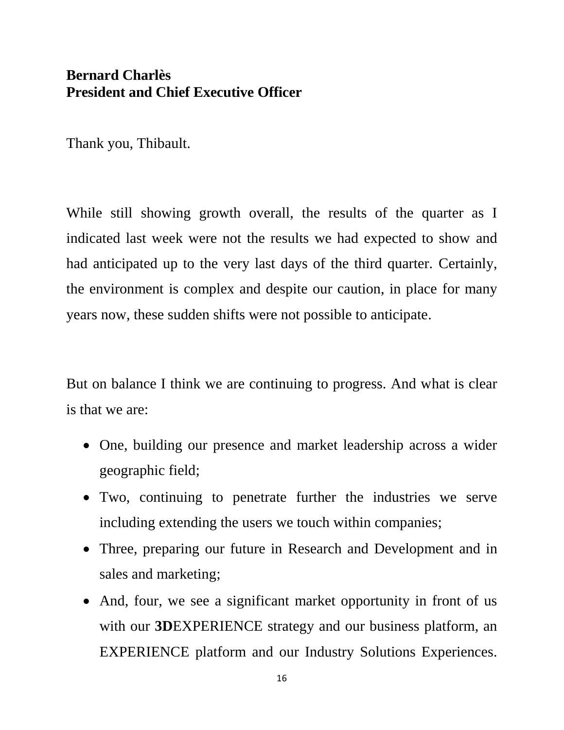**Bernard Charlès**
**President and Chief Executive Officer**

Thank you, Thibault.

While still showing growth overall, the results of the quarter as I indicated last week were not the results we had expected to show and had anticipated up to the very last days of the third quarter. Certainly, the environment is complex and despite our caution, in place for many years now, these sudden shifts were not possible to anticipate.

But on balance I think we are continuing to progress. And what is clear is that we are:

- One, building our presence and market leadership across a wider geographic field;
- Two, continuing to penetrate further the industries we serve including extending the users we touch within companies;
- Three, preparing our future in Research and Development and in sales and marketing;
- And, four, we see a significant market opportunity in front of us with our **3D**EXPERIENCE strategy and our business platform, an EXPERIENCE platform and our Industry Solutions Experiences.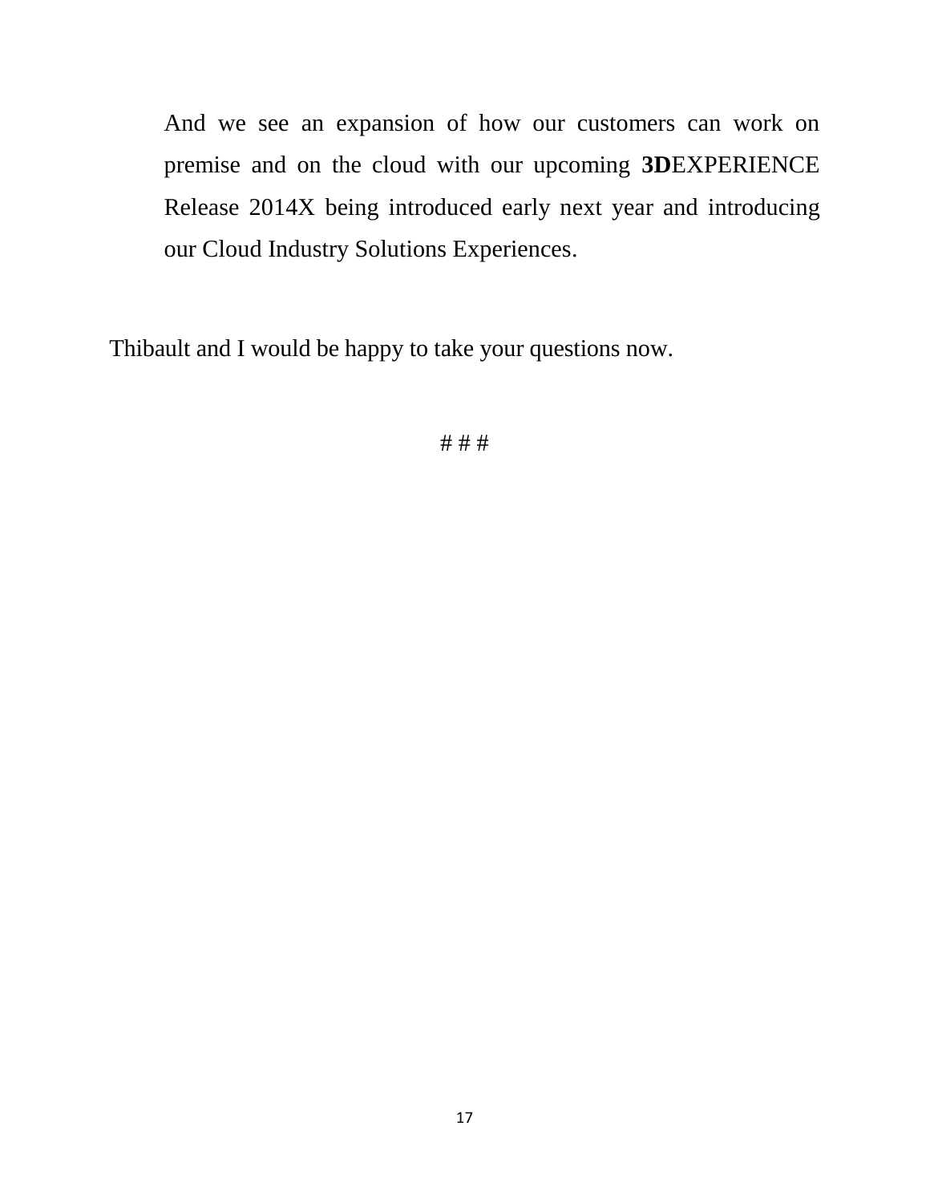And we see an expansion of how our customers can work on premise and on the cloud with our upcoming **3D**EXPERIENCE Release 2014X being introduced early next year and introducing our Cloud Industry Solutions Experiences.

Thibault and I would be happy to take your questions now.

# # #